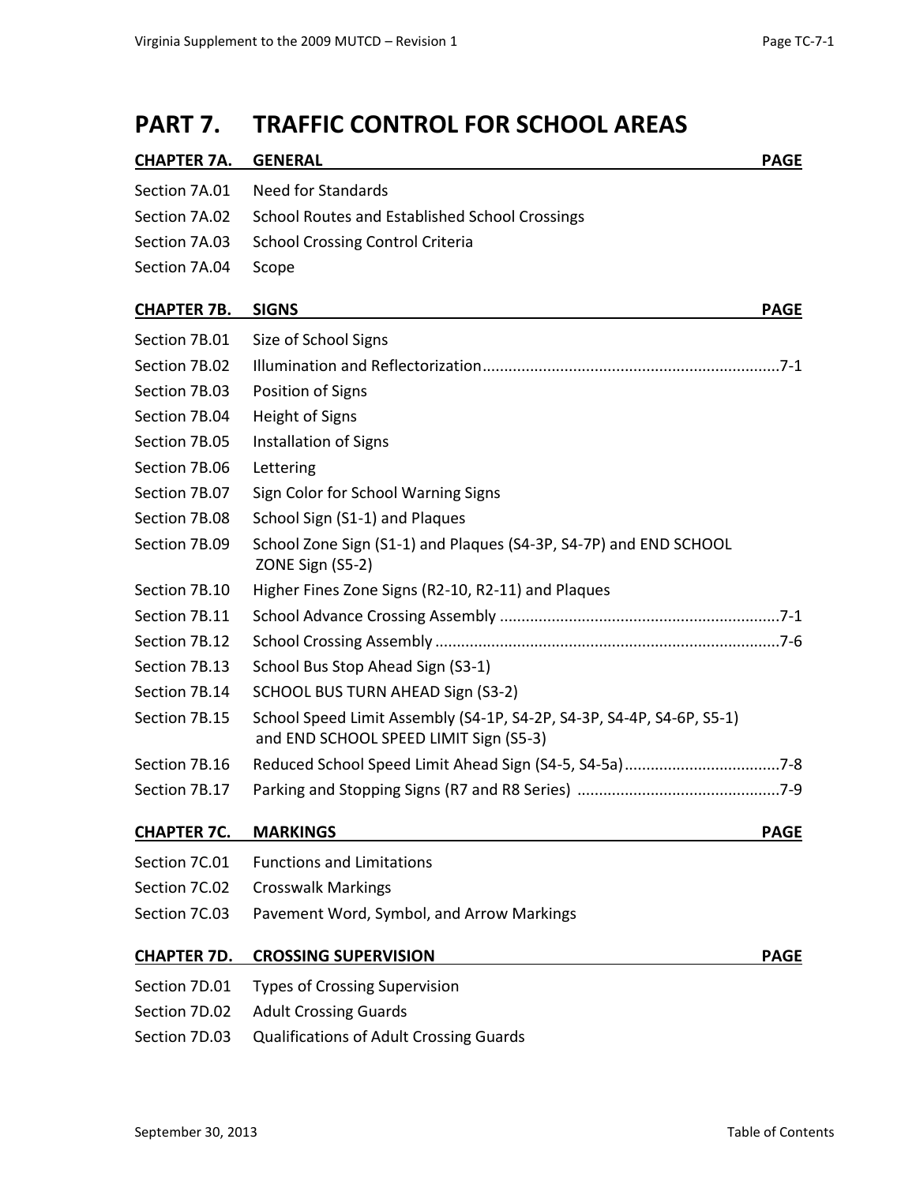# PART 7. TRAFFIC CONTROL FOR SCHOOL AREAS

| CHAPTER 7A. | GENERAL | PAGE |
|---|---|---|
| Section 7A.01 | Need for Standards | |
| Section 7A.02 | School Routes and Established School Crossings | |
| Section 7A.03 | School Crossing Control Criteria | |
| Section 7A.04 | Scope | |

| CHAPTER 7B. | SIGNS | PAGE |
|---|---|---|
| Section 7B.01 | Size of School Signs | |
| Section 7B.02 | Illumination and Reflectorization | 7-1 |
| Section 7B.03 | Position of Signs | |
| Section 7B.04 | Height of Signs | |
| Section 7B.05 | Installation of Signs | |
| Section 7B.06 | Lettering | |
| Section 7B.07 | Sign Color for School Warning Signs | |
| Section 7B.08 | School Sign (S1-1) and Plaques | |
| Section 7B.09 | School Zone Sign (S1-1) and Plaques (S4-3P, S4-7P) and END SCHOOL ZONE Sign (S5-2) | |
| Section 7B.10 | Higher Fines Zone Signs (R2-10, R2-11) and Plaques | |
| Section 7B.11 | School Advance Crossing Assembly | 7-1 |
| Section 7B.12 | School Crossing Assembly | 7-6 |
| Section 7B.13 | School Bus Stop Ahead Sign (S3-1) | |
| Section 7B.14 | SCHOOL BUS TURN AHEAD Sign (S3-2) | |
| Section 7B.15 | School Speed Limit Assembly (S4-1P, S4-2P, S4-3P, S4-4P, S4-6P, S5-1) and END SCHOOL SPEED LIMIT Sign (S5-3) | |
| Section 7B.16 | Reduced School Speed Limit Ahead Sign (S4-5, S4-5a) | 7-8 |
| Section 7B.17 | Parking and Stopping Signs (R7 and R8 Series) | 7-9 |

| CHAPTER 7C. | MARKINGS | PAGE |
|---|---|---|
| Section 7C.01 | Functions and Limitations | |
| Section 7C.02 | Crosswalk Markings | |
| Section 7C.03 | Pavement Word, Symbol, and Arrow Markings | |

| CHAPTER 7D. | CROSSING SUPERVISION | PAGE |
|---|---|---|
| Section 7D.01 | Types of Crossing Supervision | |
| Section 7D.02 | Adult Crossing Guards | |
| Section 7D.03 | Qualifications of Adult Crossing Guards | |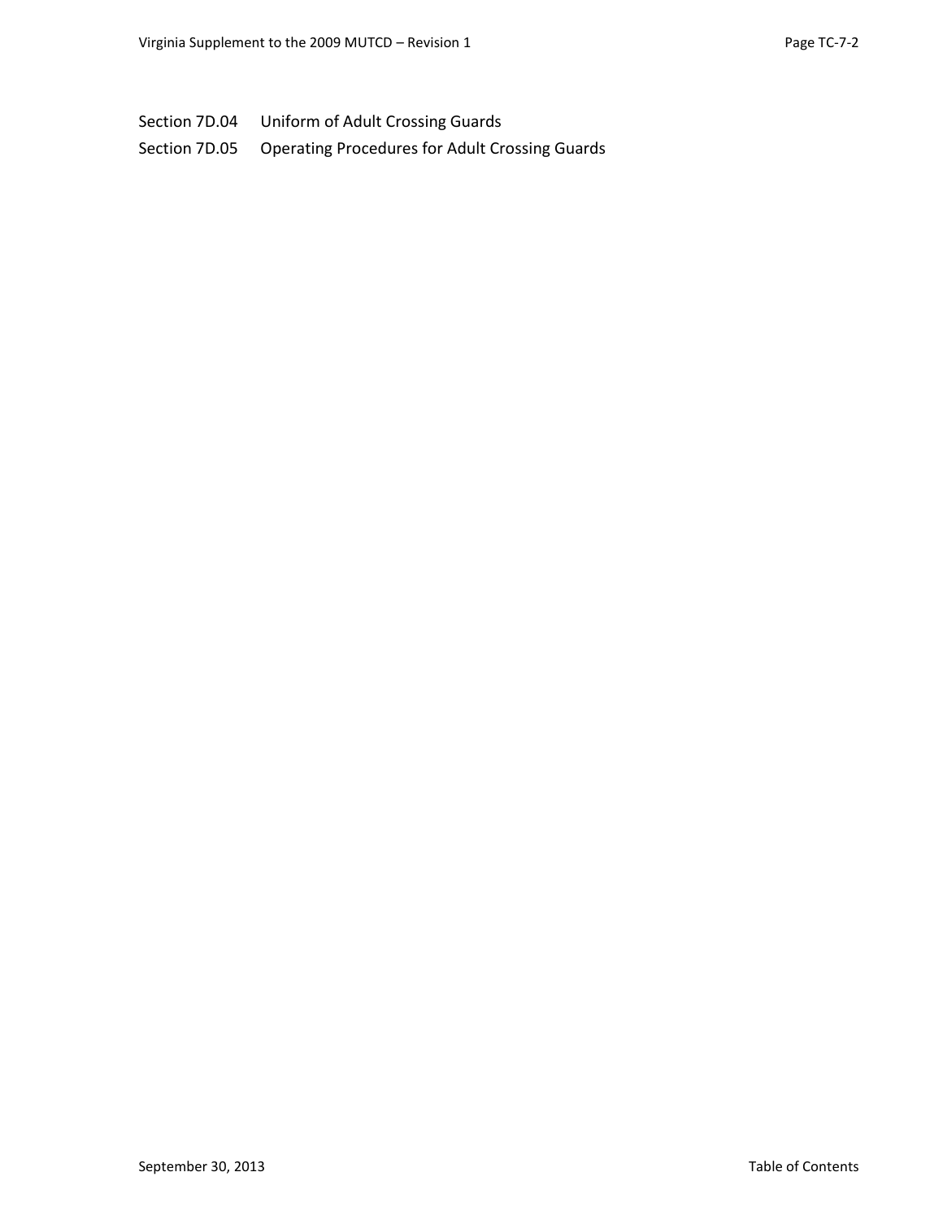Section 7D.04 Uniform of Adult Crossing Guards

Section 7D.05 Operating Procedures for Adult Crossing Guards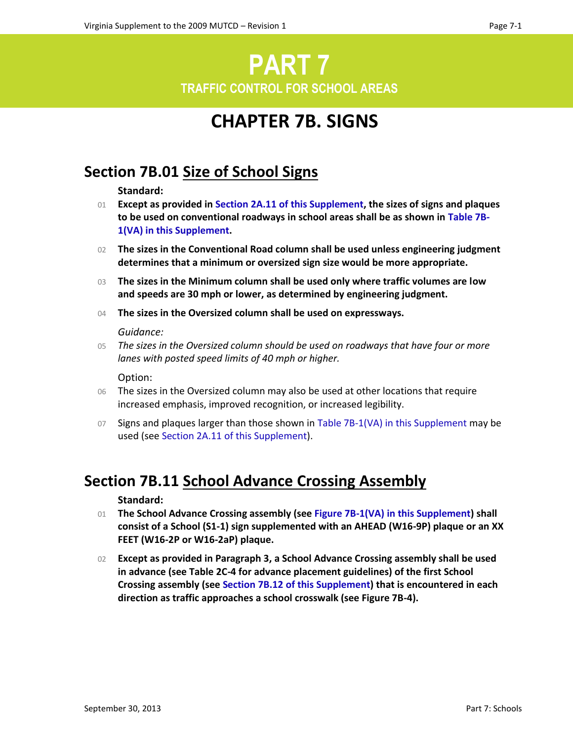# PART 7

## TRAFFIC CONTROL FOR SCHOOL AREAS

# CHAPTER 7B. SIGNS

## Section 7B.01 Size of School Signs

**Standard:**

01 **Except as provided in Section 2A.11 of this Supplement, the sizes of signs and plaques to be used on conventional roadways in school areas shall be as shown in Table 7B-1(VA) in this Supplement.**

02 **The sizes in the Conventional Road column shall be used unless engineering judgment determines that a minimum or oversized sign size would be more appropriate.**

03 **The sizes in the Minimum column shall be used only where traffic volumes are low and speeds are 30 mph or lower, as determined by engineering judgment.**

04 **The sizes in the Oversized column shall be used on expressways.**

*Guidance:*

05 *The sizes in the Oversized column should be used on roadways that have four or more lanes with posted speed limits of 40 mph or higher.*

Option:

06 The sizes in the Oversized column may also be used at other locations that require increased emphasis, improved recognition, or increased legibility.

07 Signs and plaques larger than those shown in Table 7B-1(VA) in this Supplement may be used (see Section 2A.11 of this Supplement).

## Section 7B.11 School Advance Crossing Assembly

**Standard:**

01 **The School Advance Crossing assembly (see Figure 7B-1(VA) in this Supplement) shall consist of a School (S1-1) sign supplemented with an AHEAD (W16-9P) plaque or an XX FEET (W16-2P or W16-2aP) plaque.**

02 **Except as provided in Paragraph 3, a School Advance Crossing assembly shall be used in advance (see Table 2C-4 for advance placement guidelines) of the first School Crossing assembly (see Section 7B.12 of this Supplement) that is encountered in each direction as traffic approaches a school crosswalk (see Figure 7B-4).**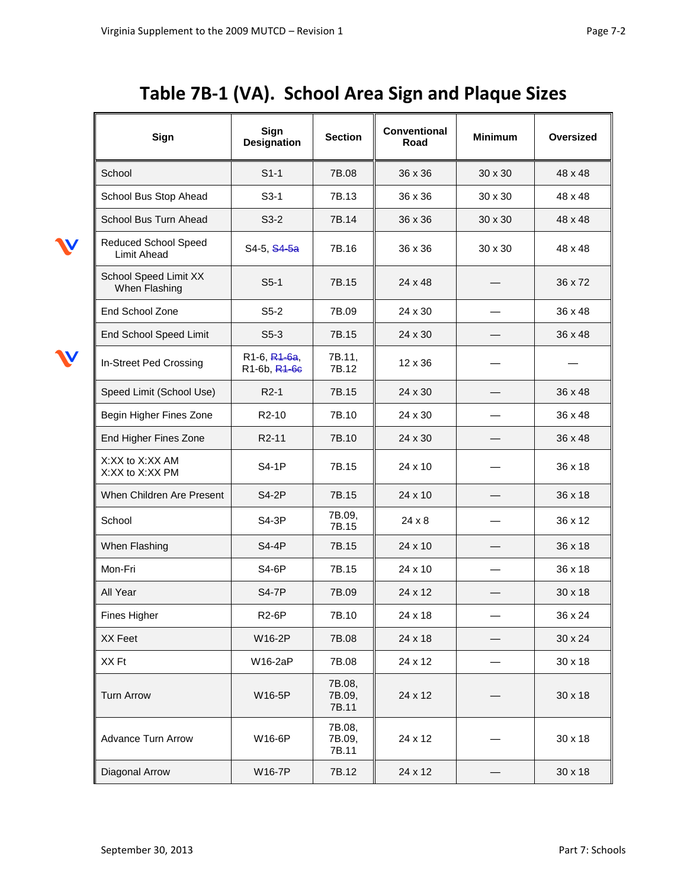# Table 7B-1 (VA). School Area Sign and Plaque Sizes

| Sign | Sign Designation | Section | Conventional Road | Minimum | Oversized |
|---|---|---|---|---|---|
| School | S1-1 | 7B.08 | 36 x 36 | 30 x 30 | 48 x 48 |
| School Bus Stop Ahead | S3-1 | 7B.13 | 36 x 36 | 30 x 30 | 48 x 48 |
| School Bus Turn Ahead | S3-2 | 7B.14 | 36 x 36 | 30 x 30 | 48 x 48 |
| Reduced School Speed Limit Ahead | S4-5, ~~S4-5a~~ | 7B.16 | 36 x 36 | 30 x 30 | 48 x 48 |
| School Speed Limit XX When Flashing | S5-1 | 7B.15 | 24 x 48 | — | 36 x 72 |
| End School Zone | S5-2 | 7B.09 | 24 x 30 | — | 36 x 48 |
| End School Speed Limit | S5-3 | 7B.15 | 24 x 30 | — | 36 x 48 |
| In-Street Ped Crossing | R1-6, ~~R1-6a~~, R1-6b, ~~R1-6c~~ | 7B.11, 7B.12 | 12 x 36 | — | — |
| Speed Limit (School Use) | R2-1 | 7B.15 | 24 x 30 | — | 36 x 48 |
| Begin Higher Fines Zone | R2-10 | 7B.10 | 24 x 30 | — | 36 x 48 |
| End Higher Fines Zone | R2-11 | 7B.10 | 24 x 30 | — | 36 x 48 |
| X:XX to X:XX AM X:XX to X:XX PM | S4-1P | 7B.15 | 24 x 10 | — | 36 x 18 |
| When Children Are Present | S4-2P | 7B.15 | 24 x 10 | — | 36 x 18 |
| School | S4-3P | 7B.09, 7B.15 | 24 x 8 | — | 36 x 12 |
| When Flashing | S4-4P | 7B.15 | 24 x 10 | — | 36 x 18 |
| Mon-Fri | S4-6P | 7B.15 | 24 x 10 | — | 36 x 18 |
| All Year | S4-7P | 7B.09 | 24 x 12 | — | 30 x 18 |
| Fines Higher | R2-6P | 7B.10 | 24 x 18 | — | 36 x 24 |
| XX Feet | W16-2P | 7B.08 | 24 x 18 | — | 30 x 24 |
| XX Ft | W16-2aP | 7B.08 | 24 x 12 | — | 30 x 18 |
| Turn Arrow | W16-5P | 7B.08, 7B.09, 7B.11 | 24 x 12 | — | 30 x 18 |
| Advance Turn Arrow | W16-6P | 7B.08, 7B.09, 7B.11 | 24 x 12 | — | 30 x 18 |
| Diagonal Arrow | W16-7P | 7B.12 | 24 x 12 | — | 30 x 18 |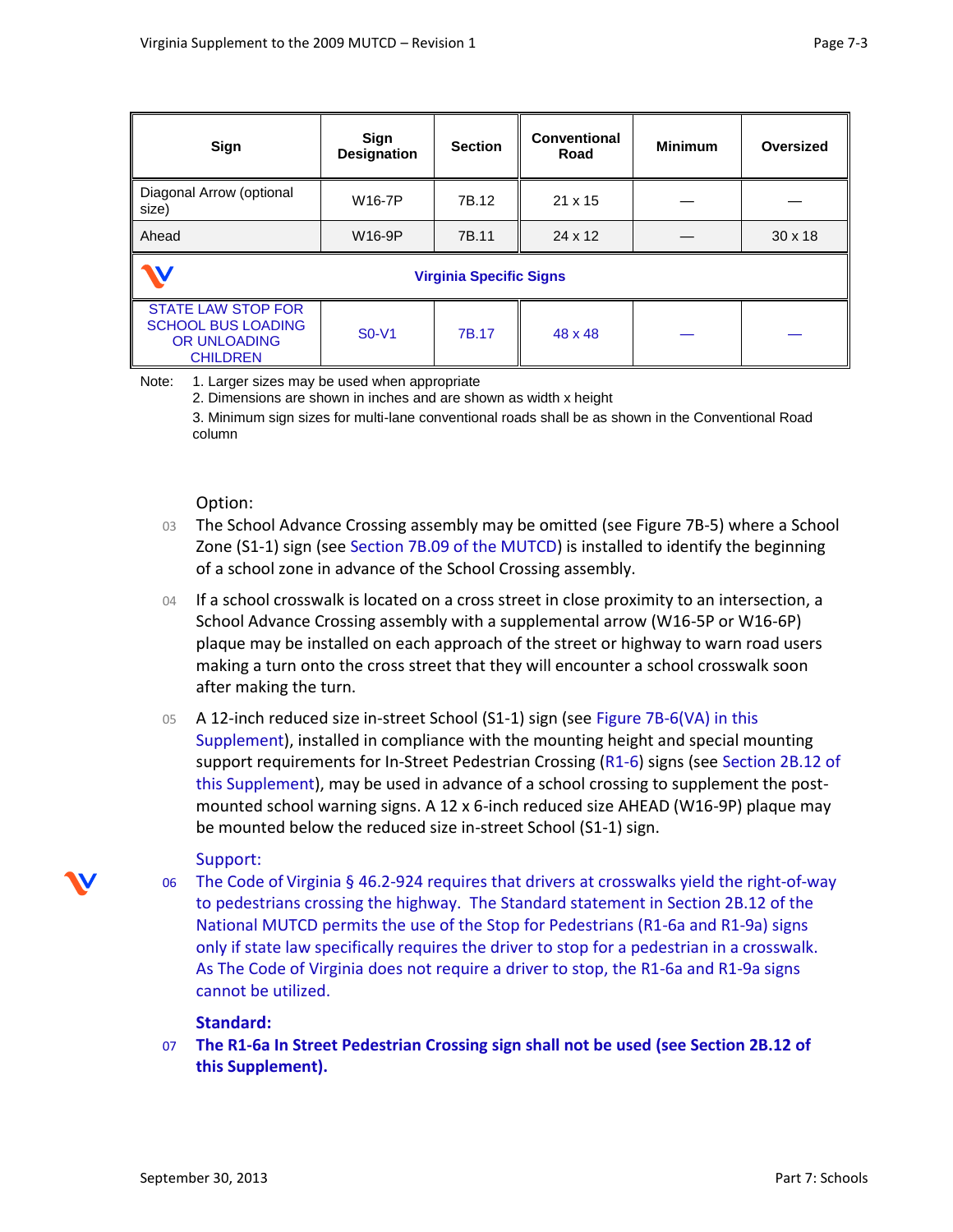| Sign | Sign Designation | Section | Conventional Road | Minimum | Oversized |
|---|---|---|---|---|---|
| Diagonal Arrow (optional size) | W16-7P | 7B.12 | 21 x 15 | — | — |
| Ahead | W16-9P | 7B.11 | 24 x 12 | — | 30 x 18 |
| **Virginia Specific Signs** | | | | | |
| STATE LAW STOP FOR SCHOOL BUS LOADING OR UNLOADING CHILDREN | S0-V1 | 7B.17 | 48 x 48 | — | — |

Note: 1. Larger sizes may be used when appropriate
2. Dimensions are shown in inches and are shown as width x height
3. Minimum sign sizes for multi-lane conventional roads shall be as shown in the Conventional Road column

Option:

03 The School Advance Crossing assembly may be omitted (see Figure 7B-5) where a School Zone (S1-1) sign (see Section 7B.09 of the MUTCD) is installed to identify the beginning of a school zone in advance of the School Crossing assembly.

04 If a school crosswalk is located on a cross street in close proximity to an intersection, a School Advance Crossing assembly with a supplemental arrow (W16-5P or W16-6P) plaque may be installed on each approach of the street or highway to warn road users making a turn onto the cross street that they will encounter a school crosswalk soon after making the turn.

05 A 12-inch reduced size in-street School (S1-1) sign (see Figure 7B-6(VA) in this Supplement), installed in compliance with the mounting height and special mounting support requirements for In-Street Pedestrian Crossing (R1-6) signs (see Section 2B.12 of this Supplement), may be used in advance of a school crossing to supplement the post-mounted school warning signs. A 12 x 6-inch reduced size AHEAD (W16-9P) plaque may be mounted below the reduced size in-street School (S1-1) sign.

Support:

06 The Code of Virginia § 46.2-924 requires that drivers at crosswalks yield the right-of-way to pedestrians crossing the highway. The Standard statement in Section 2B.12 of the National MUTCD permits the use of the Stop for Pedestrians (R1-6a and R1-9a) signs only if state law specifically requires the driver to stop for a pedestrian in a crosswalk. As The Code of Virginia does not require a driver to stop, the R1-6a and R1-9a signs cannot be utilized.

**Standard:**

07 **The R1-6a In Street Pedestrian Crossing sign shall not be used (see Section 2B.12 of this Supplement).**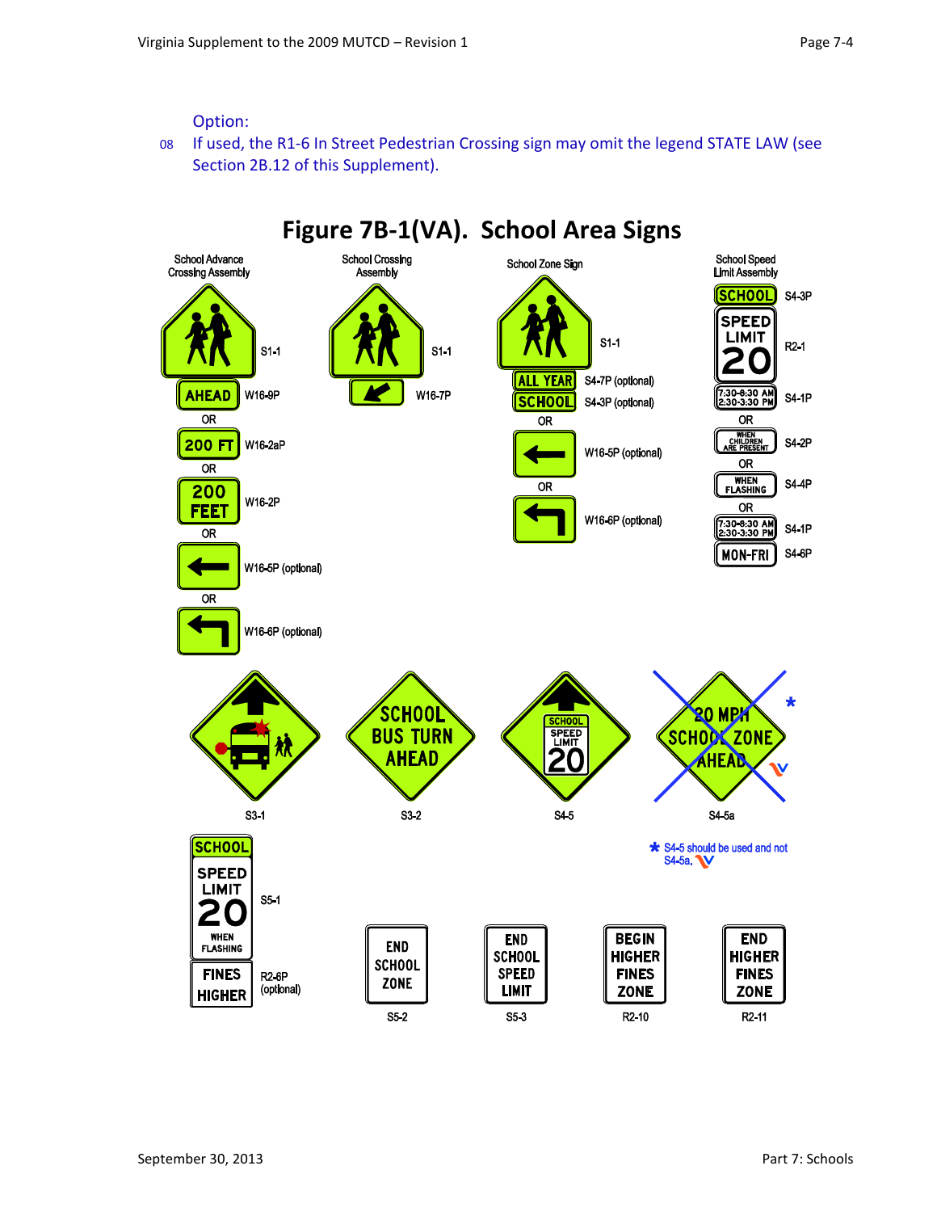Option:

08 If used, the R1-6 In Street Pedestrian Crossing sign may omit the legend STATE LAW (see Section 2B.12 of this Supplement).

## Figure 7B-1(VA). School Area Signs

School Advance Crossing Assembly

S1-1

AHEAD W16-9P

OR

200 FT W16-2aP

OR

200 FEET W16-2P

OR

W16-5P (optional)

OR

W16-6P (optional)

School Crossing Assembly

S1-1

W16-7P

School Zone Sign

S1-1

ALL YEAR S4-7P (optional)

SCHOOL S4-3P (optional)

OR

W16-5P (optional)

OR

W16-6P (optional)

School Speed Limit Assembly

SCHOOL S4-3P

SPEED LIMIT 20 R2-1

7:30-8:30 AM 2:30-3:30 PM S4-1P

OR

WHEN CHILDREN ARE PRESENT S4-2P

OR

WHEN FLASHING S4-4P

OR

7:30-8:30 AM 2:30-3:30 PM S4-1P

MON-FRI S4-6P

S3-1

SCHOOL BUS TURN AHEAD S3-2

SCHOOL SPEED LIMIT 20 S4-5

20 MPH SCHOOL ZONE AHEAD S4-5a *

* S4-5 should be used and not S4-5a.

SCHOOL SPEED LIMIT 20 WHEN FLASHING S5-1

FINES HIGHER R2-6P (optional)

END SCHOOL ZONE S5-2

END SCHOOL SPEED LIMIT S5-3

BEGIN HIGHER FINES ZONE R2-10

END HIGHER FINES ZONE R2-11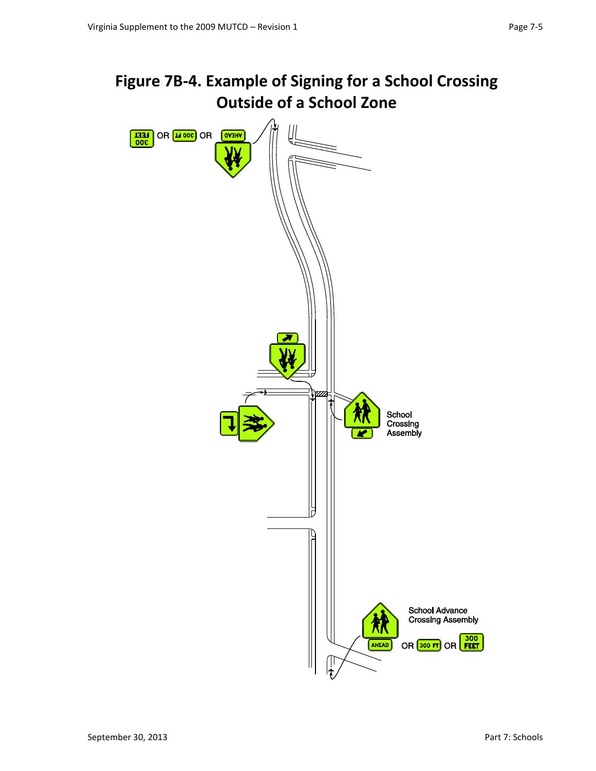# Figure 7B-4. Example of Signing for a School Crossing Outside of a School Zone

School Crossing Assembly

School Advance Crossing Assembly

AHEAD OR 300 FT OR 300 FEET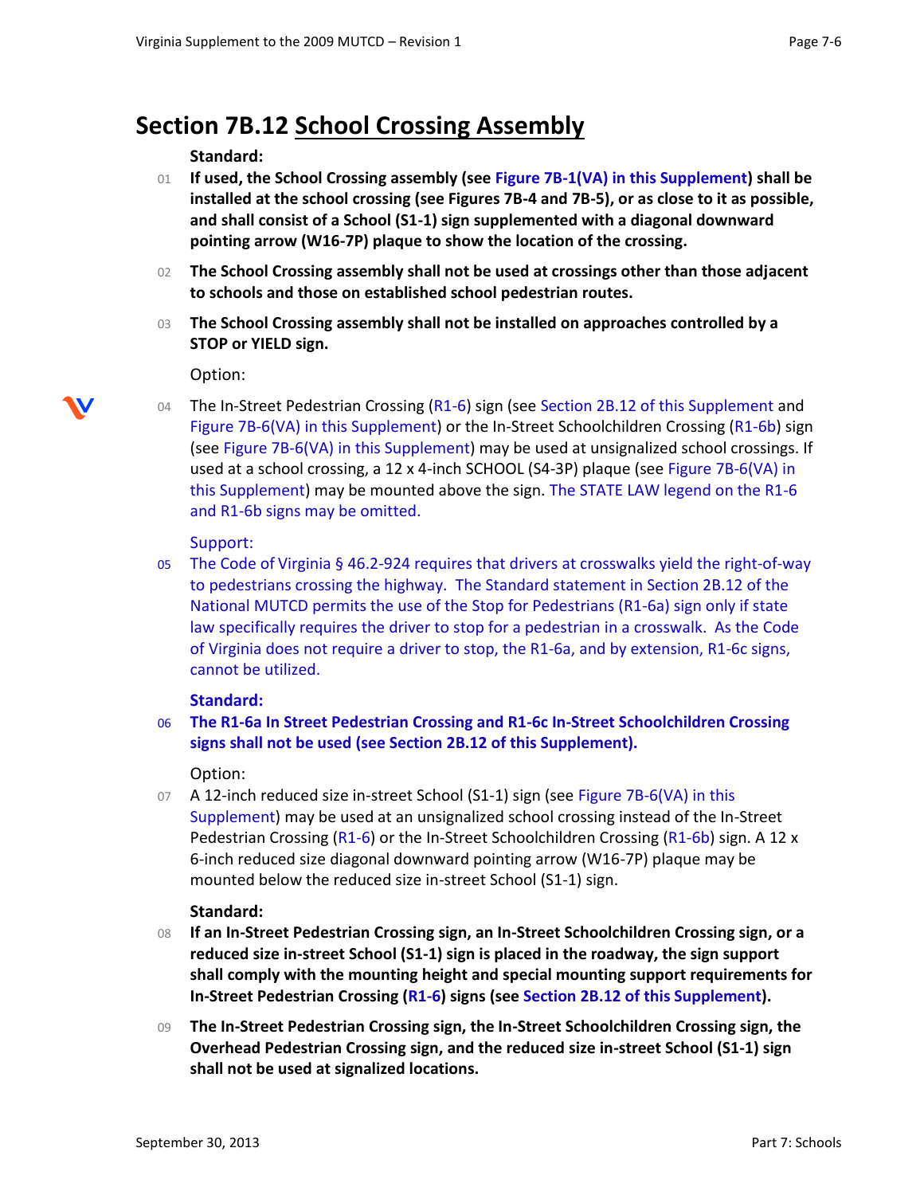# Section 7B.12 School Crossing Assembly

**Standard:**

01 **If used, the School Crossing assembly (see Figure 7B-1(VA) in this Supplement) shall be installed at the school crossing (see Figures 7B-4 and 7B-5), or as close to it as possible, and shall consist of a School (S1-1) sign supplemented with a diagonal downward pointing arrow (W16-7P) plaque to show the location of the crossing.**

02 **The School Crossing assembly shall not be used at crossings other than those adjacent to schools and those on established school pedestrian routes.**

03 **The School Crossing assembly shall not be installed on approaches controlled by a STOP or YIELD sign.**

Option:

04 The In-Street Pedestrian Crossing (R1-6) sign (see Section 2B.12 of this Supplement and Figure 7B-6(VA) in this Supplement) or the In-Street Schoolchildren Crossing (R1-6b) sign (see Figure 7B-6(VA) in this Supplement) may be used at unsignalized school crossings. If used at a school crossing, a 12 x 4-inch SCHOOL (S4-3P) plaque (see Figure 7B-6(VA) in this Supplement) may be mounted above the sign. The STATE LAW legend on the R1-6 and R1-6b signs may be omitted.

Support:

05 The Code of Virginia § 46.2-924 requires that drivers at crosswalks yield the right-of-way to pedestrians crossing the highway. The Standard statement in Section 2B.12 of the National MUTCD permits the use of the Stop for Pedestrians (R1-6a) sign only if state law specifically requires the driver to stop for a pedestrian in a crosswalk. As the Code of Virginia does not require a driver to stop, the R1-6a, and by extension, R1-6c signs, cannot be utilized.

**Standard:**

06 **The R1-6a In Street Pedestrian Crossing and R1-6c In-Street Schoolchildren Crossing signs shall not be used (see Section 2B.12 of this Supplement).**

Option:

07 A 12-inch reduced size in-street School (S1-1) sign (see Figure 7B-6(VA) in this Supplement) may be used at an unsignalized school crossing instead of the In-Street Pedestrian Crossing (R1-6) or the In-Street Schoolchildren Crossing (R1-6b) sign. A 12 x 6-inch reduced size diagonal downward pointing arrow (W16-7P) plaque may be mounted below the reduced size in-street School (S1-1) sign.

**Standard:**

08 **If an In-Street Pedestrian Crossing sign, an In-Street Schoolchildren Crossing sign, or a reduced size in-street School (S1-1) sign is placed in the roadway, the sign support shall comply with the mounting height and special mounting support requirements for In-Street Pedestrian Crossing (R1-6) signs (see Section 2B.12 of this Supplement).**

09 **The In-Street Pedestrian Crossing sign, the In-Street Schoolchildren Crossing sign, the Overhead Pedestrian Crossing sign, and the reduced size in-street School (S1-1) sign shall not be used at signalized locations.**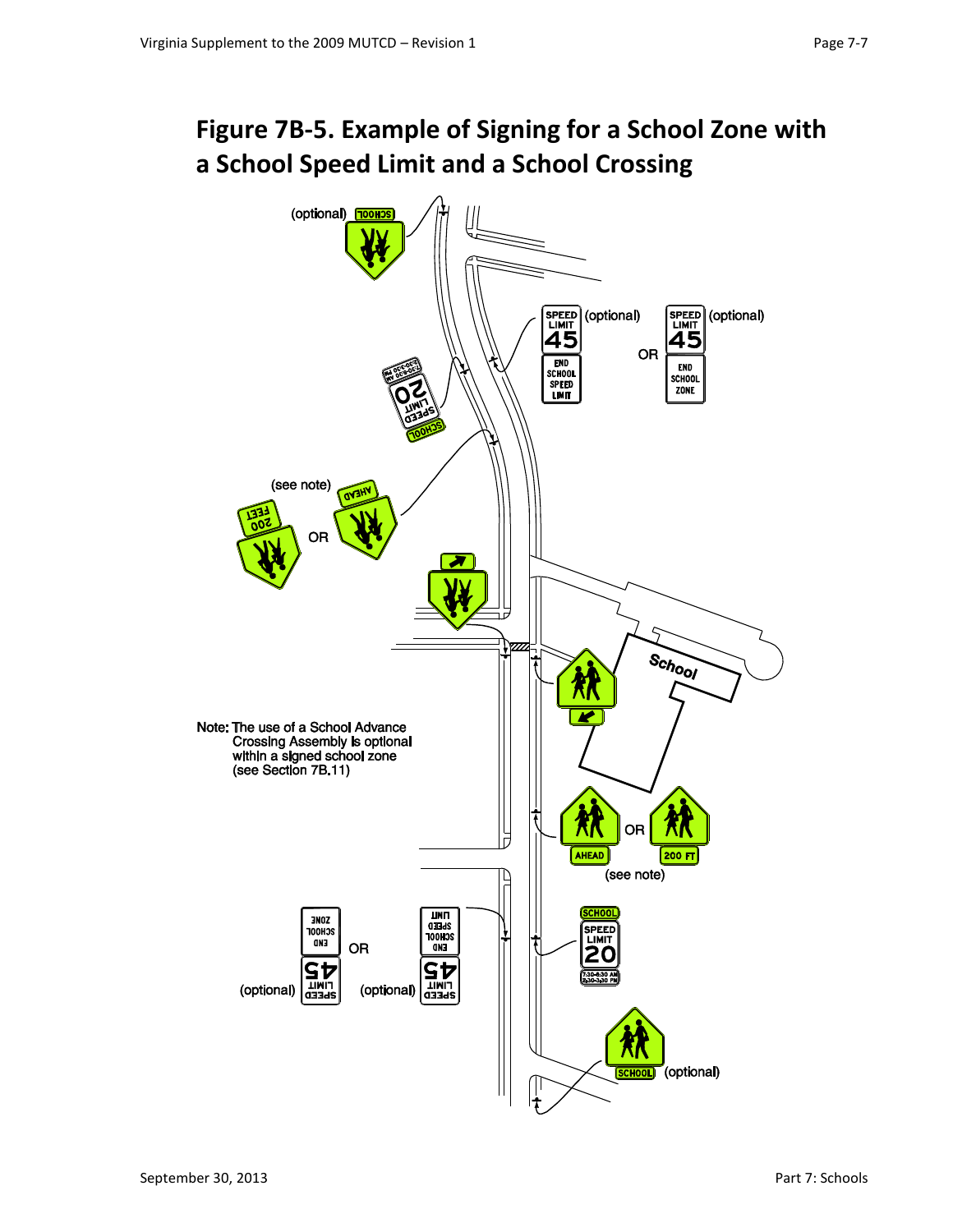# Figure 7B-5. Example of Signing for a School Zone with a School Speed Limit and a School Crossing

Note: The use of a School Advance Crossing Assembly is optional within a signed school zone (see Section 7B.11)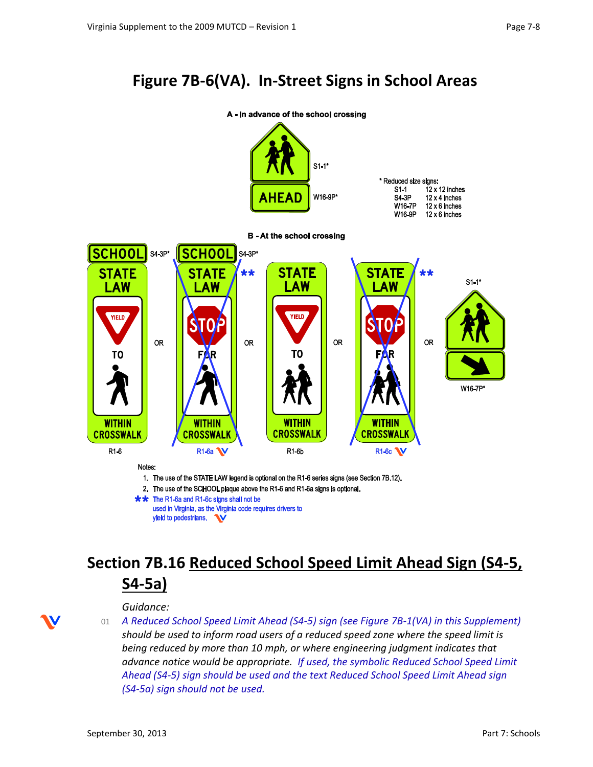# Figure 7B-6(VA). In-Street Signs in School Areas

A - In advance of the school crossing

S1-1*

W16-9P*

\* Reduced size signs:

| | |
|---|---|
| S1-1 | 12 x 12 inches |
| S4-3P | 12 x 4 inches |
| W16-7P | 12 x 6 inches |
| W16-9P | 12 x 6 inches |

B - At the school crossing

S4-3P* R1-6 OR S4-3P* R1-6a ** OR R1-6b OR R1-6c ** OR S1-1* W16-7P*

Notes:

1. The use of the STATE LAW legend is optional on the R1-6 series signs (see Section 7B.12).
2. The use of the SCHOOL plaque above the R1-6 and R1-6a signs is optional.

** The R1-6a and R1-6c signs shall not be used in Virginia, as the Virginia code requires drivers to yield to pedestrians.

## Section 7B.16 Reduced School Speed Limit Ahead Sign (S4-5, S4-5a)

*Guidance:*

01 *A Reduced School Speed Limit Ahead (S4-5) sign (see Figure 7B-1(VA) in this Supplement) should be used to inform road users of a reduced speed zone where the speed limit is being reduced by more than 10 mph, or where engineering judgment indicates that advance notice would be appropriate. If used, the symbolic Reduced School Speed Limit Ahead (S4-5) sign should be used and the text Reduced School Speed Limit Ahead sign (S4-5a) sign should not be used.*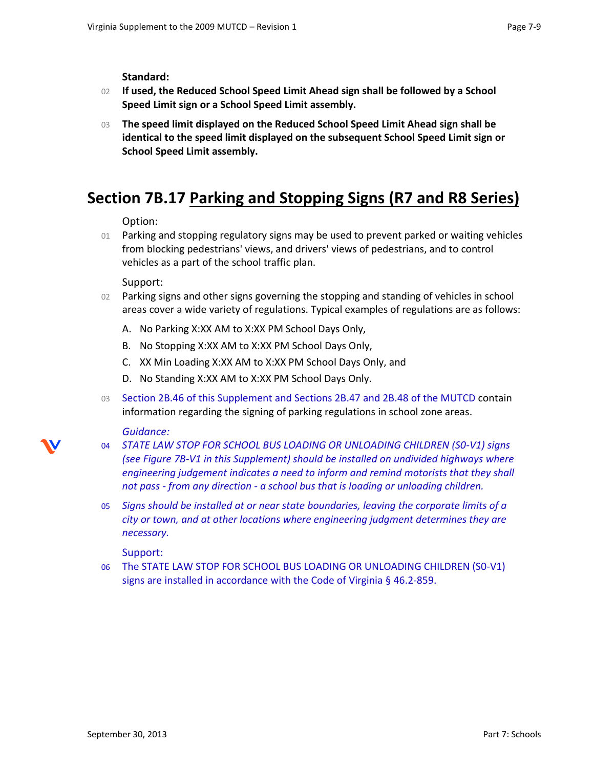**Standard:**

02 **If used, the Reduced School Speed Limit Ahead sign shall be followed by a School Speed Limit sign or a School Speed Limit assembly.**

03 **The speed limit displayed on the Reduced School Speed Limit Ahead sign shall be identical to the speed limit displayed on the subsequent School Speed Limit sign or School Speed Limit assembly.**

## Section 7B.17 Parking and Stopping Signs (R7 and R8 Series)

Option:

01 Parking and stopping regulatory signs may be used to prevent parked or waiting vehicles from blocking pedestrians' views, and drivers' views of pedestrians, and to control vehicles as a part of the school traffic plan.

Support:

02 Parking signs and other signs governing the stopping and standing of vehicles in school areas cover a wide variety of regulations. Typical examples of regulations are as follows:

A. No Parking X:XX AM to X:XX PM School Days Only,

B. No Stopping X:XX AM to X:XX PM School Days Only,

C. XX Min Loading X:XX AM to X:XX PM School Days Only, and

D. No Standing X:XX AM to X:XX PM School Days Only.

03 Section 2B.46 of this Supplement and Sections 2B.47 and 2B.48 of the MUTCD contain information regarding the signing of parking regulations in school zone areas.

*Guidance:*

04 *STATE LAW STOP FOR SCHOOL BUS LOADING OR UNLOADING CHILDREN (S0-V1) signs (see Figure 7B-V1 in this Supplement) should be installed on undivided highways where engineering judgement indicates a need to inform and remind motorists that they shall not pass - from any direction - a school bus that is loading or unloading children.*

05 *Signs should be installed at or near state boundaries, leaving the corporate limits of a city or town, and at other locations where engineering judgment determines they are necessary.*

Support:

06 The STATE LAW STOP FOR SCHOOL BUS LOADING OR UNLOADING CHILDREN (S0-V1) signs are installed in accordance with the Code of Virginia § 46.2-859.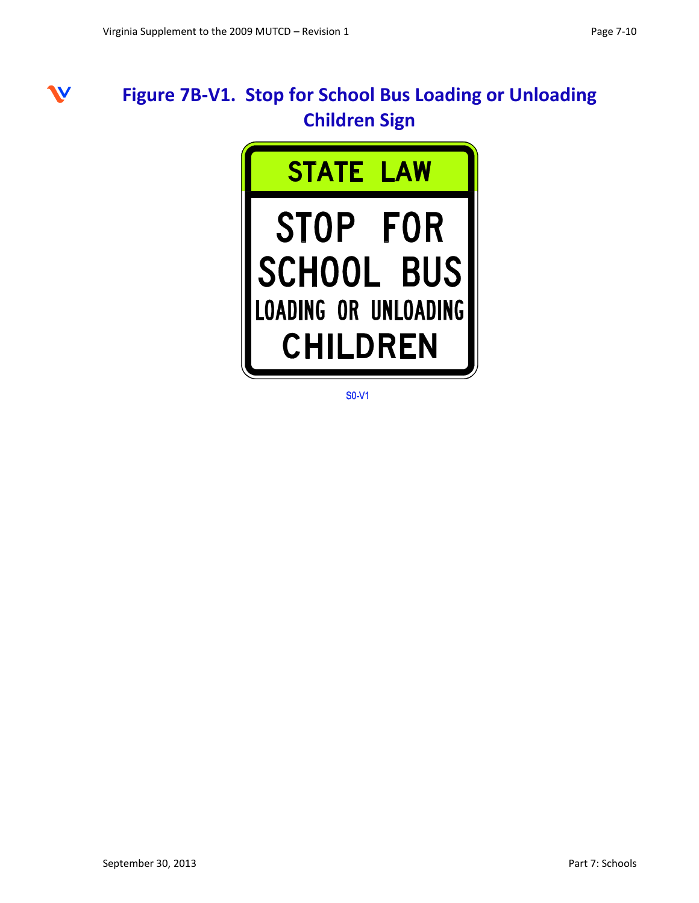## Figure 7B-V1. Stop for School Bus Loading or Unloading Children Sign

STATE LAW

STOP FOR SCHOOL BUS LOADING OR UNLOADING CHILDREN

S0-V1